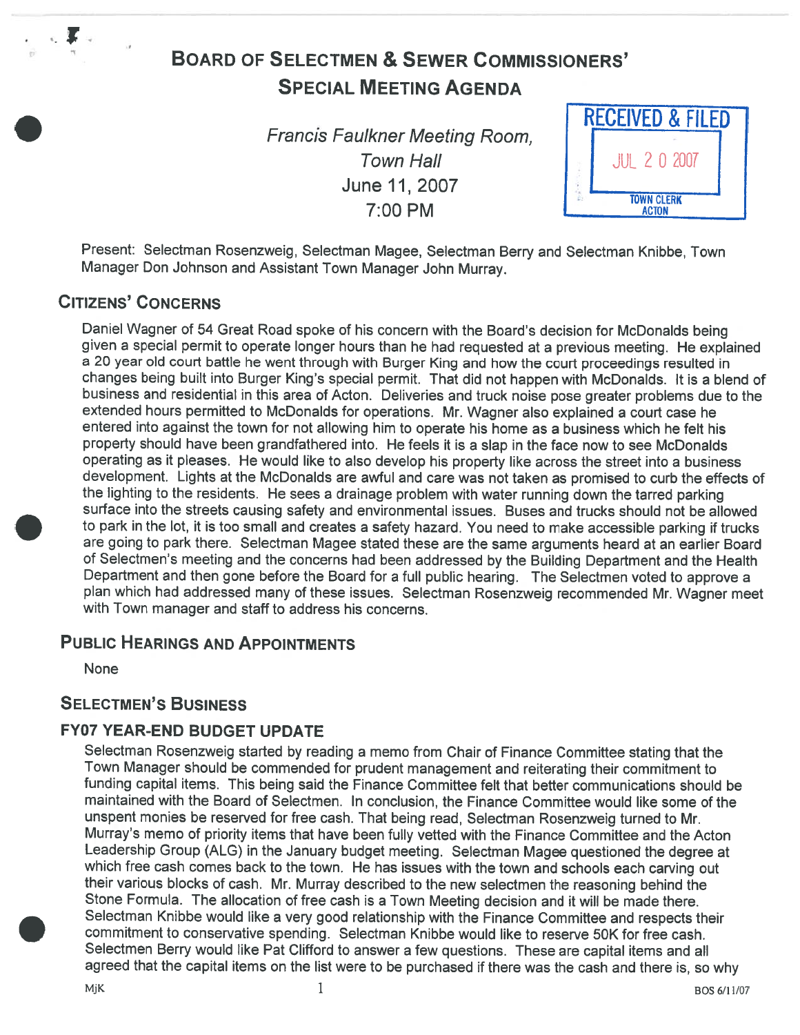# BOARD OF SELECTMEN & SEWER COMMISSIONERS' SPECIAL MEETING AGENDA

*Francis Faulkner Meeting Room,*
*Town Hall*
June 11, 2007
7:00 PM

RECEIVED & FILED
JUL 2 0 2007
TOWN CLERK
ACTON

Present: Selectman Rosenzweig, Selectman Magee, Selectman Berry and Selectman Knibbe, Town Manager Don Johnson and Assistant Town Manager John Murray.

## CITIZENS' CONCERNS

Daniel Wagner of 54 Great Road spoke of his concern with the Board's decision for McDonalds being given a special permit to operate longer hours than he had requested at a previous meeting. He explained a 20 year old court battle he went through with Burger King and how the court proceedings resulted in changes being built into Burger King's special permit. That did not happen with McDonalds. It is a blend of business and residential in this area of Acton. Deliveries and truck noise pose greater problems due to the extended hours permitted to McDonalds for operations. Mr. Wagner also explained a court case he entered into against the town for not allowing him to operate his home as a business which he felt his property should have been grandfathered into. He feels it is a slap in the face now to see McDonalds operating as it pleases. He would like to also develop his property like across the street into a business development. Lights at the McDonalds are awful and care was not taken as promised to curb the effects of the lighting to the residents. He sees a drainage problem with water running down the tarred parking surface into the streets causing safety and environmental issues. Buses and trucks should not be allowed to park in the lot, it is too small and creates a safety hazard. You need to make accessible parking if trucks are going to park there. Selectman Magee stated these are the same arguments heard at an earlier Board of Selectmen's meeting and the concerns had been addressed by the Building Department and the Health Department and then gone before the Board for a full public hearing. The Selectmen voted to approve a plan which had addressed many of these issues. Selectman Rosenzweig recommended Mr. Wagner meet with Town manager and staff to address his concerns.

## PUBLIC HEARINGS AND APPOINTMENTS

None

## SELECTMEN'S BUSINESS

### FY07 YEAR-END BUDGET UPDATE

Selectman Rosenzweig started by reading a memo from Chair of Finance Committee stating that the Town Manager should be commended for prudent management and reiterating their commitment to funding capital items. This being said the Finance Committee felt that better communications should be maintained with the Board of Selectmen. In conclusion, the Finance Committee would like some of the unspent monies be reserved for free cash. That being read, Selectman Rosenzweig turned to Mr. Murray's memo of priority items that have been fully vetted with the Finance Committee and the Acton Leadership Group (ALG) in the January budget meeting. Selectman Magee questioned the degree at which free cash comes back to the town. He has issues with the town and schools each carving out their various blocks of cash. Mr. Murray described to the new selectmen the reasoning behind the Stone Formula. The allocation of free cash is a Town Meeting decision and it will be made there. Selectman Knibbe would like a very good relationship with the Finance Committee and respects their commitment to conservative spending. Selectman Knibbe would like to reserve 50K for free cash. Selectmen Berry would like Pat Clifford to answer a few questions. These are capital items and all agreed that the capital items on the list were to be purchased if there was the cash and there is, so why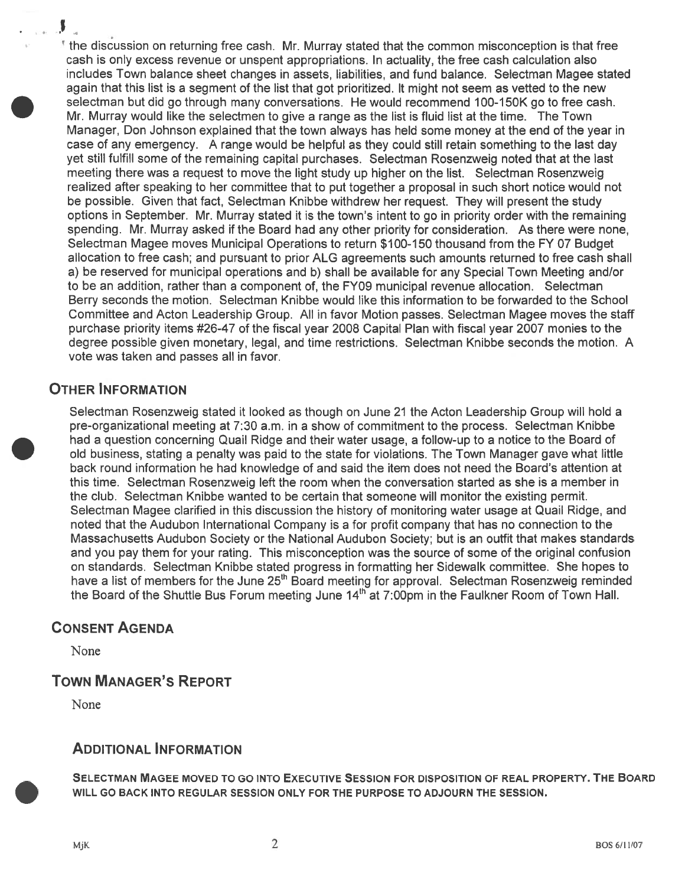the discussion on returning free cash. Mr. Murray stated that the common misconception is that free cash is only excess revenue or unspent appropriations. In actuality, the free cash calculation also includes Town balance sheet changes in assets, liabilities, and fund balance. Selectman Magee stated again that this list is a segment of the list that got prioritized. It might not seem as vetted to the new selectman but did go through many conversations. He would recommend 100-150K go to free cash. Mr. Murray would like the selectmen to give a range as the list is fluid list at the time. The Town Manager, Don Johnson explained that the town always has held some money at the end of the year in case of any emergency. A range would be helpful as they could still retain something to the last day yet still fulfill some of the remaining capital purchases. Selectman Rosenzweig noted that at the last meeting there was a request to move the light study up higher on the list. Selectman Rosenzweig realized after speaking to her committee that to put together a proposal in such short notice would not be possible. Given that fact, Selectman Knibbe withdrew her request. They will present the study options in September. Mr. Murray stated it is the town's intent to go in priority order with the remaining spending. Mr. Murray asked if the Board had any other priority for consideration. As there were none, Selectman Magee moves Municipal Operations to return $100-150 thousand from the FY 07 Budget allocation to free cash; and pursuant to prior ALG agreements such amounts returned to free cash shall a) be reserved for municipal operations and b) shall be available for any Special Town Meeting and/or to be an addition, rather than a component of, the FY09 municipal revenue allocation. Selectman Berry seconds the motion. Selectman Knibbe would like this information to be forwarded to the School Committee and Acton Leadership Group. All in favor Motion passes. Selectman Magee moves the staff purchase priority items #26-47 of the fiscal year 2008 Capital Plan with fiscal year 2007 monies to the degree possible given monetary, legal, and time restrictions. Selectman Knibbe seconds the motion. A vote was taken and passes all in favor.

## OTHER INFORMATION

Selectman Rosenzweig stated it looked as though on June 21 the Acton Leadership Group will hold a pre-organizational meeting at 7:30 a.m. in a show of commitment to the process. Selectman Knibbe had a question concerning Quail Ridge and their water usage, a follow-up to a notice to the Board of old business, stating a penalty was paid to the state for violations. The Town Manager gave what little back round information he had knowledge of and said the item does not need the Board's attention at this time. Selectman Rosenzweig left the room when the conversation started as she is a member in the club. Selectman Knibbe wanted to be certain that someone will monitor the existing permit. Selectman Magee clarified in this discussion the history of monitoring water usage at Quail Ridge, and noted that the Audubon International Company is a for profit company that has no connection to the Massachusetts Audubon Society or the National Audubon Society; but is an outfit that makes standards and you pay them for your rating. This misconception was the source of some of the original confusion on standards. Selectman Knibbe stated progress in formatting her Sidewalk committee. She hopes to have a list of members for the June 25th Board meeting for approval. Selectman Rosenzweig reminded the Board of the Shuttle Bus Forum meeting June 14th at 7:00pm in the Faulkner Room of Town Hall.

## CONSENT AGENDA

None

## TOWN MANAGER'S REPORT

None

## ADDITIONAL INFORMATION

**SELECTMAN MAGEE MOVED TO GO INTO EXECUTIVE SESSION FOR DISPOSITION OF REAL PROPERTY. THE BOARD WILL GO BACK INTO REGULAR SESSION ONLY FOR THE PURPOSE TO ADJOURN THE SESSION.**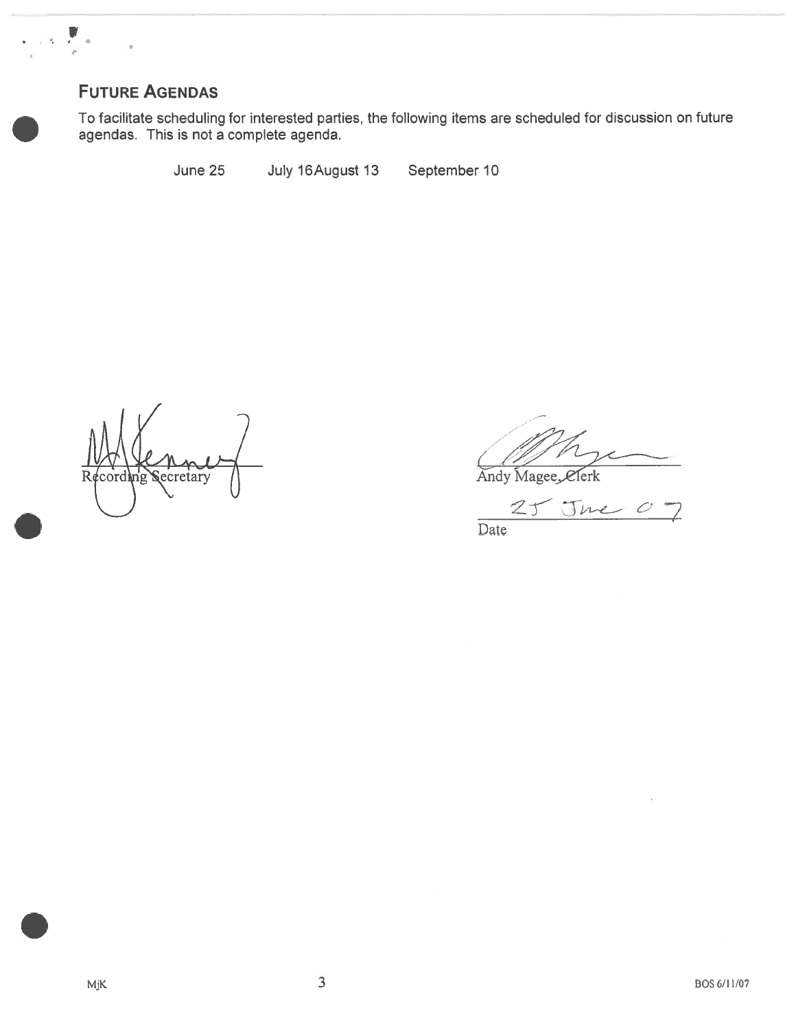## FUTURE AGENDAS

To facilitate scheduling for interested parties, the following items are scheduled for discussion on future agendas. This is not a complete agenda.

June 25    July 16 August 13    September 10

Recording Secretary

Andy Magee, Clerk

25 June 07

Date